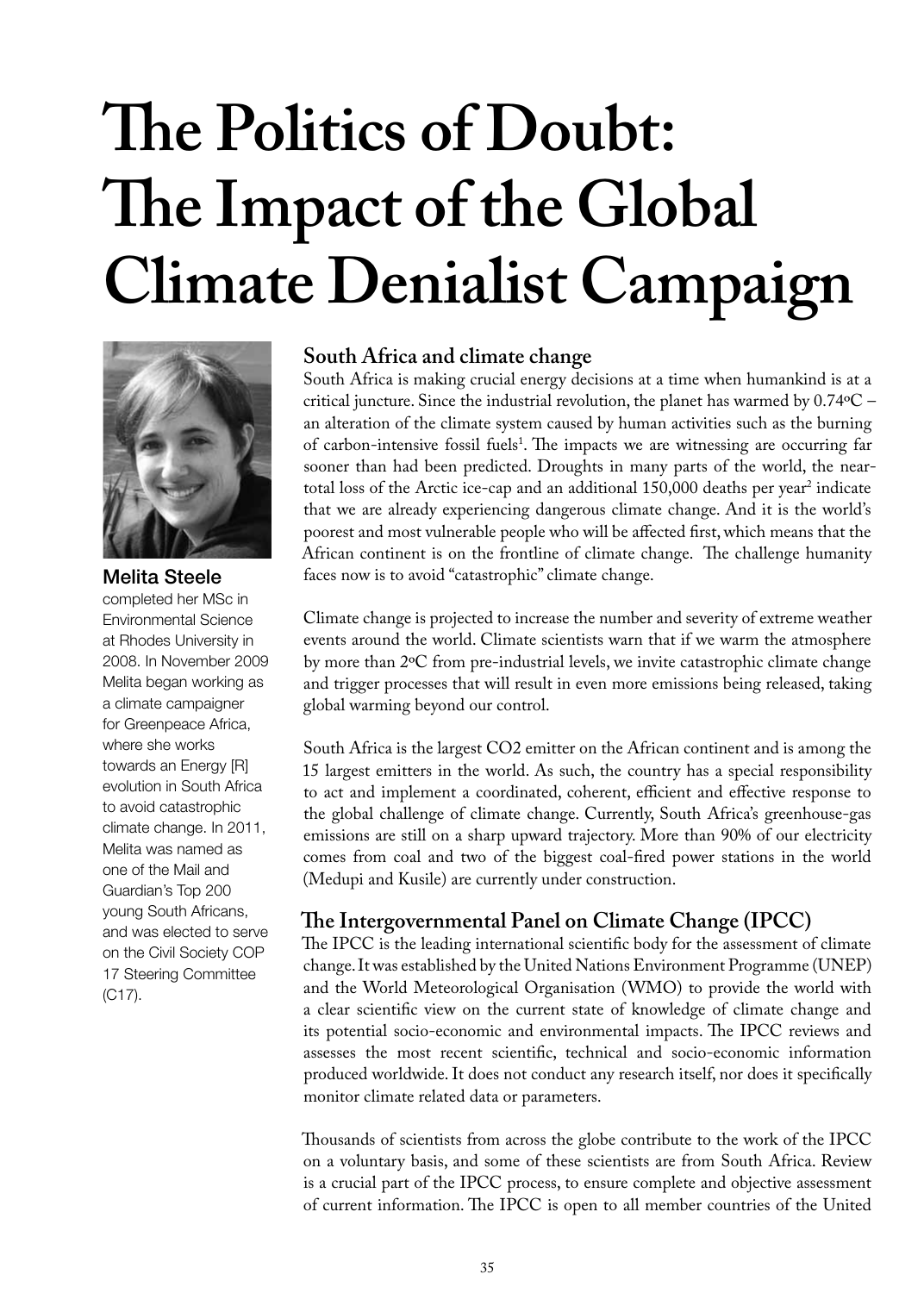# The Politics of Doubt: The Impact of the Global Climate Denialist Campaign

**Melita Steele** completed her MSc in Environmental Science at Rhodes University in 2008. In November 2009 Melita began working as a climate campaigner for Greenpeace Africa, where she works towards an Energy [R]evolution in South Africa to avoid catastrophic climate change. In 2011, Melita was named as one of the Mail and Guardian's Top 200 young South Africans, and was elected to serve on the Civil Society COP 17 Steering Committee (C17).

## South Africa and climate change

South Africa is making crucial energy decisions at a time when humankind is at a critical juncture. Since the industrial revolution, the planet has warmed by 0.74ºC – an alteration of the climate system caused by human activities such as the burning of carbon-intensive fossil fuels[1]. The impacts we are witnessing are occurring far sooner than had been predicted. Droughts in many parts of the world, the near-total loss of the Arctic ice-cap and an additional 150,000 deaths per year[2] indicate that we are already experiencing dangerous climate change. And it is the world's poorest and most vulnerable people who will be affected first, which means that the African continent is on the frontline of climate change. The challenge humanity faces now is to avoid "catastrophic" climate change.

Climate change is projected to increase the number and severity of extreme weather events around the world. Climate scientists warn that if we warm the atmosphere by more than 2ºC from pre-industrial levels, we invite catastrophic climate change and trigger processes that will result in even more emissions being released, taking global warming beyond our control.

South Africa is the largest CO2 emitter on the African continent and is among the 15 largest emitters in the world. As such, the country has a special responsibility to act and implement a coordinated, coherent, efficient and effective response to the global challenge of climate change. Currently, South Africa's greenhouse-gas emissions are still on a sharp upward trajectory. More than 90% of our electricity comes from coal and two of the biggest coal-fired power stations in the world (Medupi and Kusile) are currently under construction.

## The Intergovernmental Panel on Climate Change (IPCC)

The IPCC is the leading international scientific body for the assessment of climate change. It was established by the United Nations Environment Programme (UNEP) and the World Meteorological Organisation (WMO) to provide the world with a clear scientific view on the current state of knowledge of climate change and its potential socio-economic and environmental impacts. The IPCC reviews and assesses the most recent scientific, technical and socio-economic information produced worldwide. It does not conduct any research itself, nor does it specifically monitor climate related data or parameters.

Thousands of scientists from across the globe contribute to the work of the IPCC on a voluntary basis, and some of these scientists are from South Africa. Review is a crucial part of the IPCC process, to ensure complete and objective assessment of current information. The IPCC is open to all member countries of the United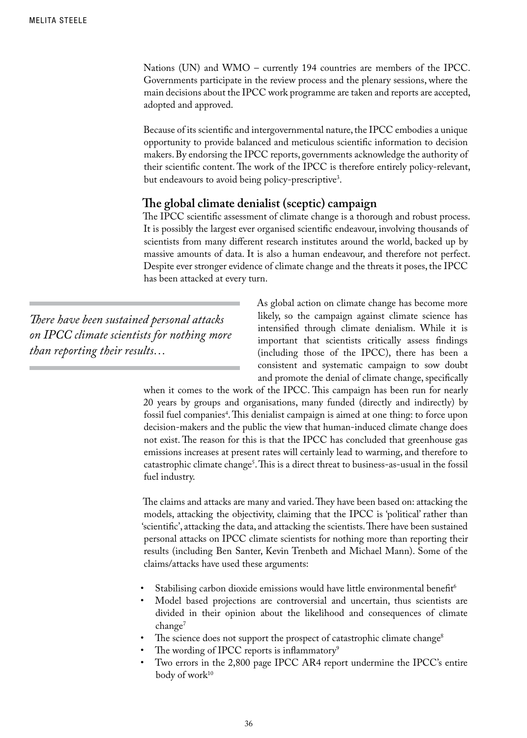Nations (UN) and WMO – currently 194 countries are members of the IPCC. Governments participate in the review process and the plenary sessions, where the main decisions about the IPCC work programme are taken and reports are accepted, adopted and approved.

Because of its scientific and intergovernmental nature, the IPCC embodies a unique opportunity to provide balanced and meticulous scientific information to decision makers. By endorsing the IPCC reports, governments acknowledge the authority of their scientific content. The work of the IPCC is therefore entirely policy-relevant, but endeavours to avoid being policy-prescriptive[3].

## The global climate denialist (sceptic) campaign

The IPCC scientific assessment of climate change is a thorough and robust process. It is possibly the largest ever organised scientific endeavour, involving thousands of scientists from many different research institutes around the world, backed up by massive amounts of data. It is also a human endeavour, and therefore not perfect. Despite ever stronger evidence of climate change and the threats it poses, the IPCC has been attacked at every turn.

> *There have been sustained personal attacks on IPCC climate scientists for nothing more than reporting their results…*

As global action on climate change has become more likely, so the campaign against climate science has intensified through climate denialism. While it is important that scientists critically assess findings (including those of the IPCC), there has been a consistent and systematic campaign to sow doubt and promote the denial of climate change, specifically when it comes to the work of the IPCC. This campaign has been run for nearly 20 years by groups and organisations, many funded (directly and indirectly) by fossil fuel companies[4]. This denialist campaign is aimed at one thing: to force upon decision-makers and the public the view that human-induced climate change does not exist. The reason for this is that the IPCC has concluded that greenhouse gas emissions increases at present rates will certainly lead to warming, and therefore to catastrophic climate change[5]. This is a direct threat to business-as-usual in the fossil fuel industry.

The claims and attacks are many and varied. They have been based on: attacking the models, attacking the objectivity, claiming that the IPCC is 'political' rather than 'scientific', attacking the data, and attacking the scientists. There have been sustained personal attacks on IPCC climate scientists for nothing more than reporting their results (including Ben Santer, Kevin Trenbeth and Michael Mann). Some of the claims/attacks have used these arguments:

- Stabilising carbon dioxide emissions would have little environmental benefit[6]
- Model based projections are controversial and uncertain, thus scientists are divided in their opinion about the likelihood and consequences of climate change[7]
- The science does not support the prospect of catastrophic climate change[8]
- The wording of IPCC reports is inflammatory[9]
- Two errors in the 2,800 page IPCC AR4 report undermine the IPCC's entire body of work[10]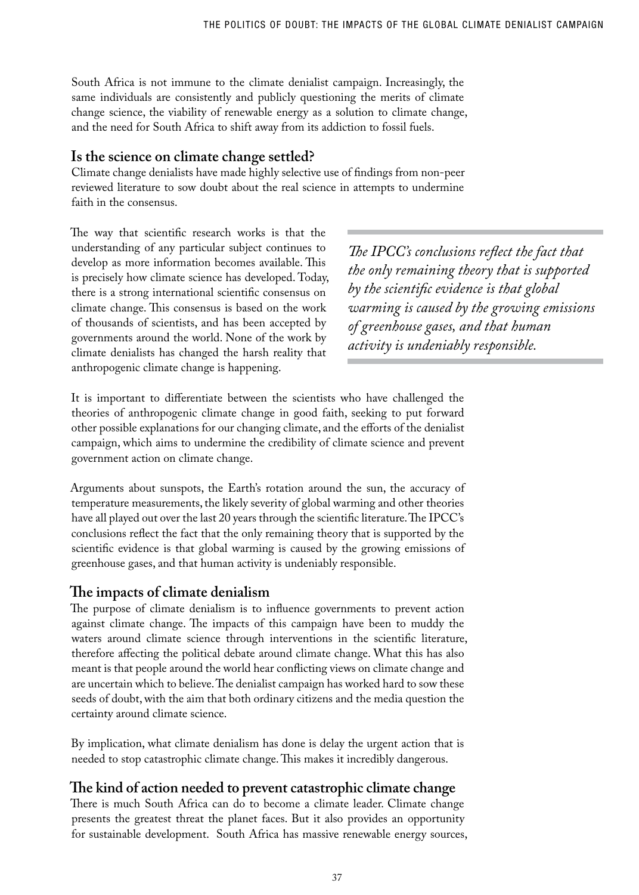South Africa is not immune to the climate denialist campaign. Increasingly, the same individuals are consistently and publicly questioning the merits of climate change science, the viability of renewable energy as a solution to climate change, and the need for South Africa to shift away from its addiction to fossil fuels.

## Is the science on climate change settled?

Climate change denialists have made highly selective use of findings from non-peer reviewed literature to sow doubt about the real science in attempts to undermine faith in the consensus.

The way that scientific research works is that the understanding of any particular subject continues to develop as more information becomes available. This is precisely how climate science has developed. Today, there is a strong international scientific consensus on climate change. This consensus is based on the work of thousands of scientists, and has been accepted by governments around the world. None of the work by climate denialists has changed the harsh reality that anthropogenic climate change is happening.

> *The IPCC's conclusions reflect the fact that the only remaining theory that is supported by the scientific evidence is that global warming is caused by the growing emissions of greenhouse gases, and that human activity is undeniably responsible.*

It is important to differentiate between the scientists who have challenged the theories of anthropogenic climate change in good faith, seeking to put forward other possible explanations for our changing climate, and the efforts of the denialist campaign, which aims to undermine the credibility of climate science and prevent government action on climate change.

Arguments about sunspots, the Earth's rotation around the sun, the accuracy of temperature measurements, the likely severity of global warming and other theories have all played out over the last 20 years through the scientific literature. The IPCC's conclusions reflect the fact that the only remaining theory that is supported by the scientific evidence is that global warming is caused by the growing emissions of greenhouse gases, and that human activity is undeniably responsible.

## The impacts of climate denialism

The purpose of climate denialism is to influence governments to prevent action against climate change. The impacts of this campaign have been to muddy the waters around climate science through interventions in the scientific literature, therefore affecting the political debate around climate change. What this has also meant is that people around the world hear conflicting views on climate change and are uncertain which to believe. The denialist campaign has worked hard to sow these seeds of doubt, with the aim that both ordinary citizens and the media question the certainty around climate science.

By implication, what climate denialism has done is delay the urgent action that is needed to stop catastrophic climate change. This makes it incredibly dangerous.

## The kind of action needed to prevent catastrophic climate change

There is much South Africa can do to become a climate leader. Climate change presents the greatest threat the planet faces. But it also provides an opportunity for sustainable development. South Africa has massive renewable energy sources,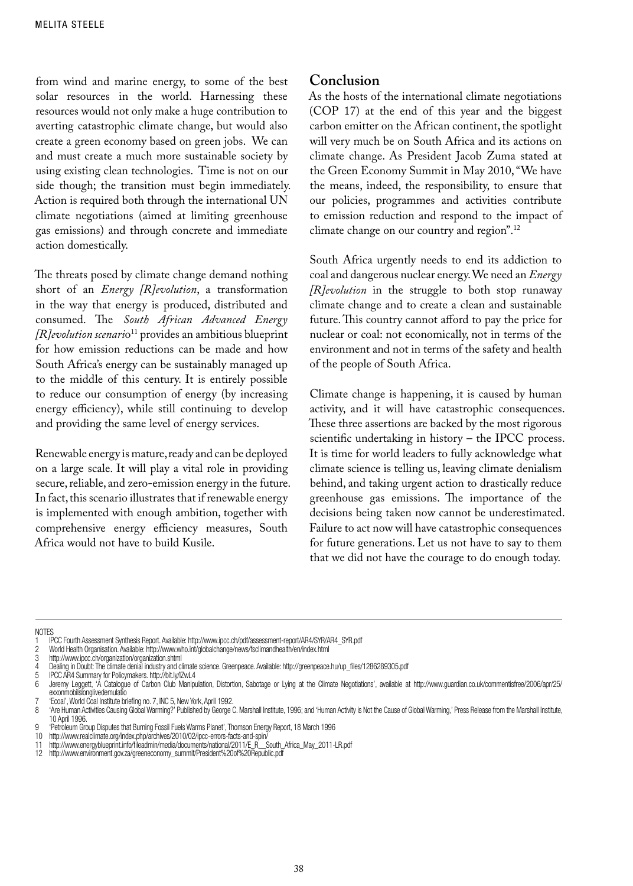from wind and marine energy, to some of the best solar resources in the world. Harnessing these resources would not only make a huge contribution to averting catastrophic climate change, but would also create a green economy based on green jobs. We can and must create a much more sustainable society by using existing clean technologies. Time is not on our side though; the transition must begin immediately. Action is required both through the international UN climate negotiations (aimed at limiting greenhouse gas emissions) and through concrete and immediate action domestically.

The threats posed by climate change demand nothing short of an *Energy [R]evolution*, a transformation in the way that energy is produced, distributed and consumed. The *South African Advanced Energy [R]evolution scenario*[11] provides an ambitious blueprint for how emission reductions can be made and how South Africa's energy can be sustainably managed up to the middle of this century. It is entirely possible to reduce our consumption of energy (by increasing energy efficiency), while still continuing to develop and providing the same level of energy services.

Renewable energy is mature, ready and can be deployed on a large scale. It will play a vital role in providing secure, reliable, and zero-emission energy in the future. In fact, this scenario illustrates that if renewable energy is implemented with enough ambition, together with comprehensive energy efficiency measures, South Africa would not have to build Kusile.

## Conclusion

As the hosts of the international climate negotiations (COP 17) at the end of this year and the biggest carbon emitter on the African continent, the spotlight will very much be on South Africa and its actions on climate change. As President Jacob Zuma stated at the Green Economy Summit in May 2010, "We have the means, indeed, the responsibility, to ensure that our policies, programmes and activities contribute to emission reduction and respond to the impact of climate change on our country and region".[12]

South Africa urgently needs to end its addiction to coal and dangerous nuclear energy. We need an *Energy [R]evolution* in the struggle to both stop runaway climate change and to create a clean and sustainable future. This country cannot afford to pay the price for nuclear or coal: not economically, not in terms of the environment and not in terms of the safety and health of the people of South Africa.

Climate change is happening, it is caused by human activity, and it will have catastrophic consequences. These three assertions are backed by the most rigorous scientific undertaking in history – the IPCC process. It is time for world leaders to fully acknowledge what climate science is telling us, leaving climate denialism behind, and taking urgent action to drastically reduce greenhouse gas emissions. The importance of the decisions being taken now cannot be underestimated. Failure to act now will have catastrophic consequences for future generations. Let us not have to say to them that we did not have the courage to do enough today.

---

NOTES

1. IPCC Fourth Assessment Synthesis Report. Available: http://www.ipcc.ch/pdf/assessment-report/AR4/SYR/AR4_SYR.pdf
2. World Health Organisation. Available: http://www.who.int/globalchange/news/fsclimandhealth/en/index.html
3. http://www.ipcc.ch/organization/organization.shtml
4. Dealing in Doubt: The climate denial industry and climate science. Greenpeace. Available: http://greenpeace.hu/up_files/1286289305.pdf
5. IPCC AR4 Summary for Policymakers. http://bit.ly/fZwL4
6. Jeremy Leggett, 'A Catalogue of Carbon Club Manipulation, Distortion, Sabotage or Lying at the Climate Negotiations', available at http://www.guardian.co.uk/commentisfree/2006/apr/25/exxonmobilslonglivedemulatio
7. 'Ecoal', World Coal Institute briefing no. 7, INC 5, New York, April 1992.
8. 'Are Human Activities Causing Global Warming?' Published by George C. Marshall Institute, 1996; and 'Human Activity is Not the Cause of Global Warming,' Press Release from the Marshall Institute, 10 April 1996.
9. 'Petroleum Group Disputes that Burning Fossil Fuels Warms Planet', Thomson Energy Report, 18 March 1996
10. http://www.realclimate.org/index.php/archives/2010/02/ipcc-errors-facts-and-spin/
11. http://www.energyblueprint.info/fileadmin/media/documents/national/2011/E_R__South_Africa_May_2011-LR.pdf
12. http://www.environment.gov.za/greeneconomy_summit/President%20of%20Republic.pdf